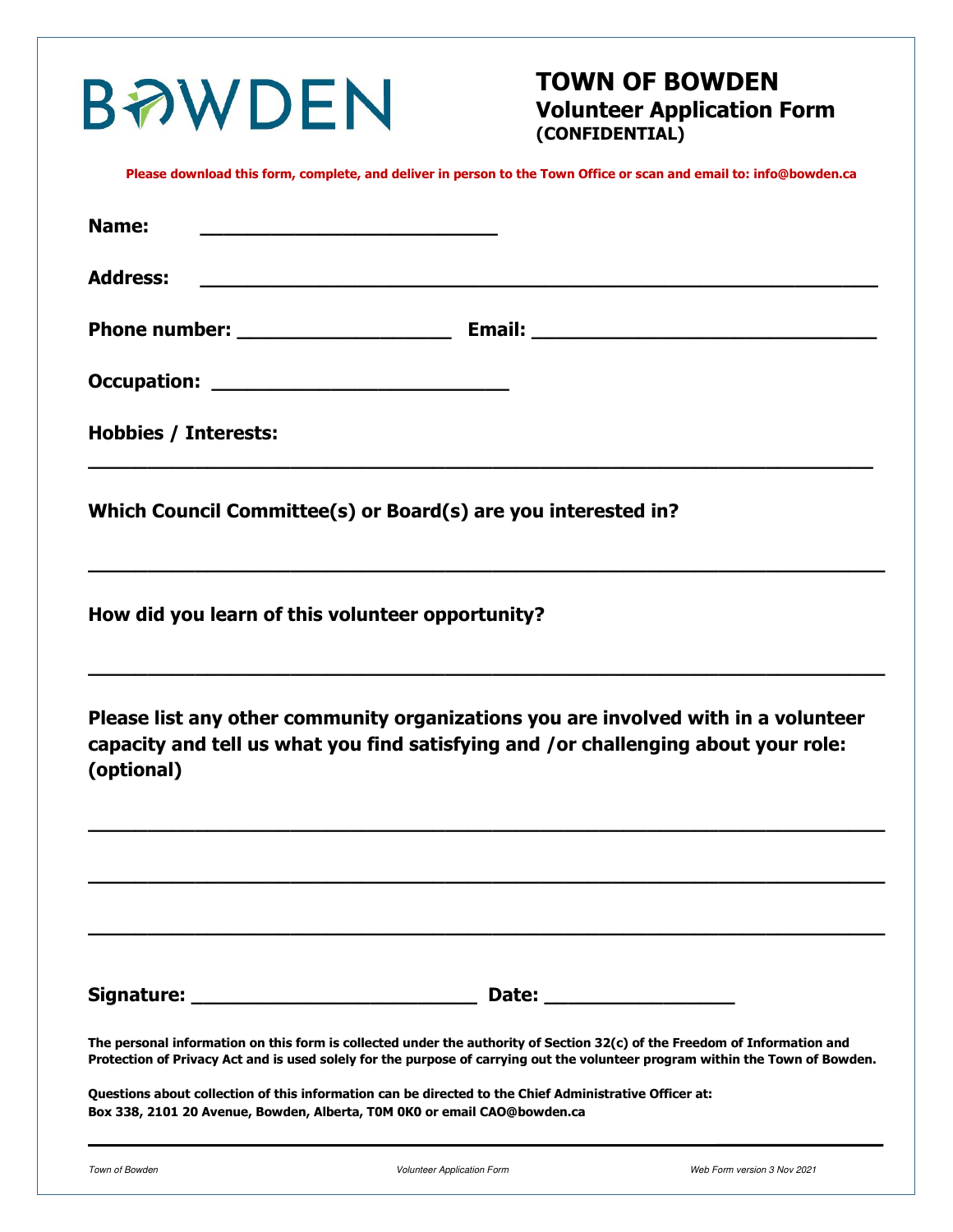BOWDEN

# TOWN OF BOWDEN

## Volunteer Application Form

**(CONFIDENTIAL)**

**Please download this form, complete, and deliver in person to the Town Office or scan and email to: info@bowden.ca**

**Name:** ___________________________

**Address:** ____________________________________________________________

**Phone number:** ____________________ **Email:** _______________________________

**Occupation:** ___________________________

**Hobbies / Interests:**

______________________________________________________________________________

**Which Council Committee(s) or Board(s) are you interested in?**

______________________________________________________________________________

**How did you learn of this volunteer opportunity?**

______________________________________________________________________________

**Please list any other community organizations you are involved with in a volunteer capacity and tell us what you find satisfying and /or challenging about your role: (optional)**

______________________________________________________________________________

______________________________________________________________________________

______________________________________________________________________________

**Signature:** __________________________ **Date:** _________________

**The personal information on this form is collected under the authority of Section 32(c) of the Freedom of Information and Protection of Privacy Act and is used solely for the purpose of carrying out the volunteer program within the Town of Bowden.**

**Questions about collection of this information can be directed to the Chief Administrative Officer at: Box 338, 2101 20 Avenue, Bowden, Alberta, T0M 0K0 or email CAO@bowden.ca**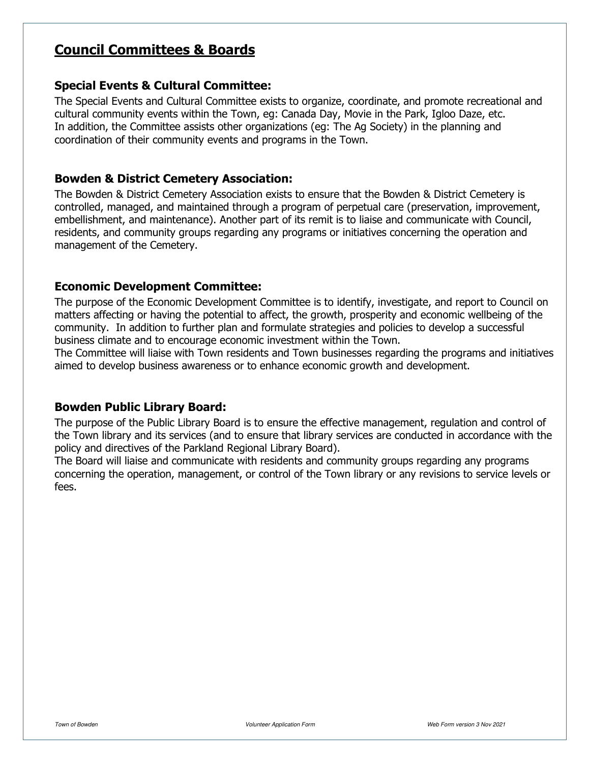# Council Committees & Boards

### Special Events & Cultural Committee:

The Special Events and Cultural Committee exists to organize, coordinate, and promote recreational and cultural community events within the Town, eg: Canada Day, Movie in the Park, Igloo Daze, etc.
In addition, the Committee assists other organizations (eg: The Ag Society) in the planning and coordination of their community events and programs in the Town.

### Bowden & District Cemetery Association:

The Bowden & District Cemetery Association exists to ensure that the Bowden & District Cemetery is controlled, managed, and maintained through a program of perpetual care (preservation, improvement, embellishment, and maintenance). Another part of its remit is to liaise and communicate with Council, residents, and community groups regarding any programs or initiatives concerning the operation and management of the Cemetery.

### Economic Development Committee:

The purpose of the Economic Development Committee is to identify, investigate, and report to Council on matters affecting or having the potential to affect, the growth, prosperity and economic wellbeing of the community. In addition to further plan and formulate strategies and policies to develop a successful business climate and to encourage economic investment within the Town.
The Committee will liaise with Town residents and Town businesses regarding the programs and initiatives aimed to develop business awareness or to enhance economic growth and development.

### Bowden Public Library Board:

The purpose of the Public Library Board is to ensure the effective management, regulation and control of the Town library and its services (and to ensure that library services are conducted in accordance with the policy and directives of the Parkland Regional Library Board).
The Board will liaise and communicate with residents and community groups regarding any programs concerning the operation, management, or control of the Town library or any revisions to service levels or fees.